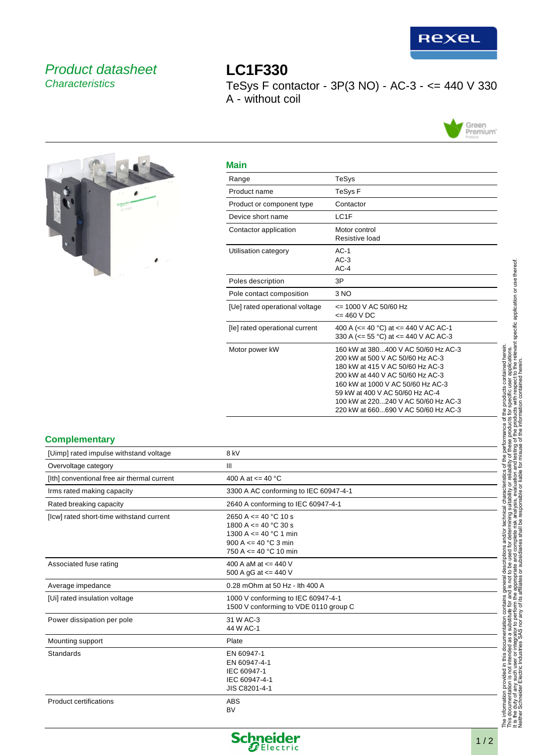# Product datasheet

*Characteristics*

# LC1F330

TeSys F contactor - 3P(3 NO) - AC-3 - <= 440 V 330 A - without coil

## Main

| | |
|---|---|
| Range | TeSys |
| Product name | TeSys F |
| Product or component type | Contactor |
| Device short name | LC1F |
| Contactor application | Motor control<br>Resistive load |
| Utilisation category | AC-1<br>AC-3<br>AC-4 |
| Poles description | 3P |
| Pole contact composition | 3 NO |
| [Ue] rated operational voltage | <= 1000 V AC 50/60 Hz<br><= 460 V DC |
| [Ie] rated operational current | 400 A (<= 40 °C) at <= 440 V AC AC-1<br>330 A (<= 55 °C) at <= 440 V AC AC-3 |
| Motor power kW | 160 kW at 380...400 V AC 50/60 Hz AC-3<br>200 kW at 500 V AC 50/60 Hz AC-3<br>180 kW at 415 V AC 50/60 Hz AC-3<br>200 kW at 440 V AC 50/60 Hz AC-3<br>160 kW at 1000 V AC 50/60 Hz AC-3<br>59 kW at 400 V AC 50/60 Hz AC-4<br>100 kW at 220...240 V AC 50/60 Hz AC-3<br>220 kW at 660...690 V AC 50/60 Hz AC-3 |

## Complementary

| | |
|---|---|
| [Uimp] rated impulse withstand voltage | 8 kV |
| Overvoltage category | III |
| [Ith] conventional free air thermal current | 400 A at <= 40 °C |
| Irms rated making capacity | 3300 A AC conforming to IEC 60947-4-1 |
| Rated breaking capacity | 2640 A conforming to IEC 60947-4-1 |
| [Icw] rated short-time withstand current | 2650 A <= 40 °C 10 s<br>1800 A <= 40 °C 30 s<br>1300 A <= 40 °C 1 min<br>900 A <= 40 °C 3 min<br>750 A <= 40 °C 10 min |
| Associated fuse rating | 400 A aM at <= 440 V<br>500 A gG at <= 440 V |
| Average impedance | 0.28 mOhm at 50 Hz - Ith 400 A |
| [Ui] rated insulation voltage | 1000 V conforming to IEC 60947-4-1<br>1500 V conforming to VDE 0110 group C |
| Power dissipation per pole | 31 W AC-3<br>44 W AC-1 |
| Mounting support | Plate |
| Standards | EN 60947-1<br>EN 60947-4-1<br>IEC 60947-1<br>IEC 60947-4-1<br>JIS C8201-4-1 |
| Product certifications | ABS<br>BV |

The information provided in this documentation contains general descriptions and/or technical characteristics of the performance of the products contained herein. This documentation is not intended as a substitute for and is not to be used for determining suitability or reliability of these products for specific user applications. It is the duty of any such user or integrator to perform the appropriate and complete risk analysis, evaluation and testing of the products with respect to the relevant specific application or use thereof. Neither Schneider Electric Industries SAS nor any of its affiliates or subsidiaries shall be responsible or liable for misuse of the information contained herein.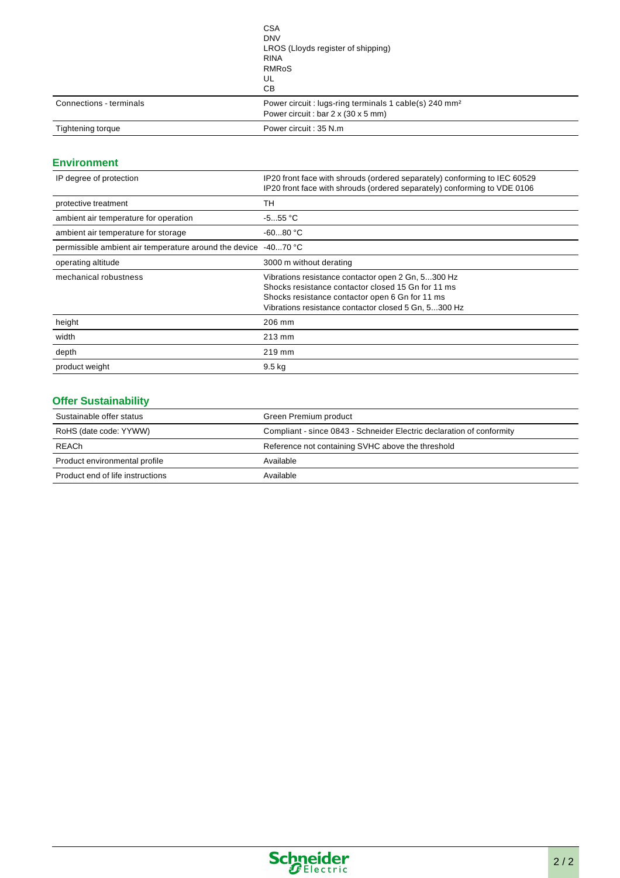| | |
|---|---|
| | CSA<br>DNV<br>LROS (Lloyds register of shipping)<br>RINA<br>RMRoS<br>UL<br>CB |
| Connections - terminals | Power circuit : lugs-ring terminals 1 cable(s) 240 mm²<br>Power circuit : bar 2 x (30 x 5 mm) |
| Tightening torque | Power circuit : 35 N.m |

## Environment

| | |
|---|---|
| IP degree of protection | IP20 front face with shrouds (ordered separately) conforming to IEC 60529<br>IP20 front face with shrouds (ordered separately) conforming to VDE 0106 |
| protective treatment | TH |
| ambient air temperature for operation | -5...55 °C |
| ambient air temperature for storage | -60...80 °C |
| permissible ambient air temperature around the device | -40...70 °C |
| operating altitude | 3000 m without derating |
| mechanical robustness | Vibrations resistance contactor open 2 Gn, 5...300 Hz<br>Shocks resistance contactor closed 15 Gn for 11 ms<br>Shocks resistance contactor open 6 Gn for 11 ms<br>Vibrations resistance contactor closed 5 Gn, 5...300 Hz |
| height | 206 mm |
| width | 213 mm |
| depth | 219 mm |
| product weight | 9.5 kg |

## Offer Sustainability

| | |
|---|---|
| Sustainable offer status | Green Premium product |
| RoHS (date code: YYWW) | Compliant - since 0843 - Schneider Electric declaration of conformity |
| REACh | Reference not containing SVHC above the threshold |
| Product environmental profile | Available |
| Product end of life instructions | Available |